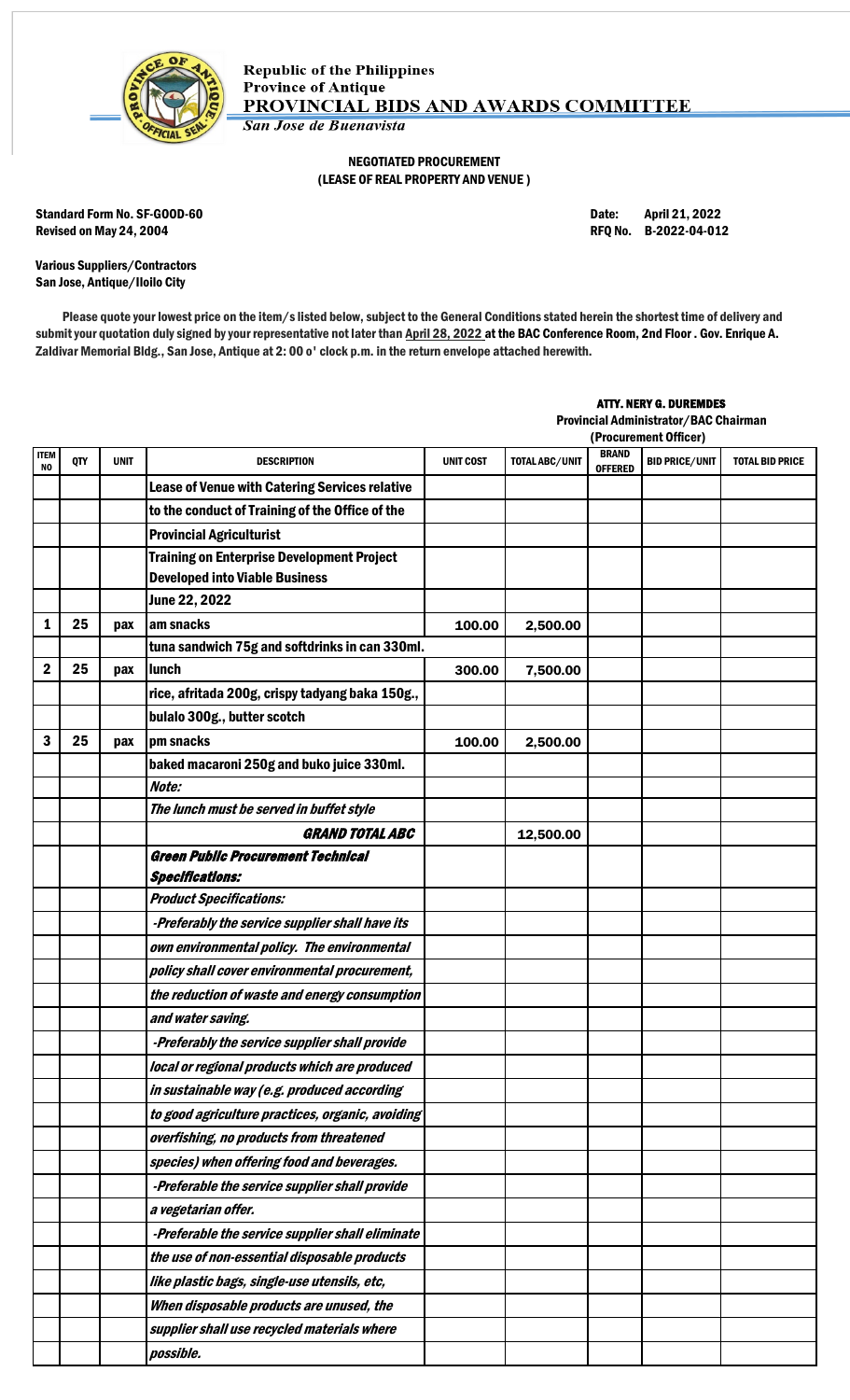Republic of the Philippines
Province of Antique
**PROVINCIAL BIDS AND AWARDS COMMITTEE**
*San Jose de Buenavista*

**NEGOTIATED PROCUREMENT**
**(LEASE OF REAL PROPERTY AND VENUE )**

**Standard Form No. SF-GOOD-60**
**Revised on May 24, 2004**

**Date: April 21, 2022**
**RFQ No. B-2022-04-012**

**Various Suppliers/Contractors**
**San Jose, Antique/Iloilo City**

Please quote your lowest price on the item/s listed below, subject to the General Conditions stated herein the shortest time of delivery and submit your quotation duly signed by your representative not later than April 28, 2022 at the BAC Conference Room, 2nd Floor . Gov. Enrique A. Zaldivar Memorial Bldg., San Jose, Antique at 2: 00 o' clock p.m. in the return envelope attached herewith.

**ATTY. NERY G. DUREMDES**
**Provincial Administrator/BAC Chairman**
**(Procurement Officer)**

| ITEM NO | QTY | UNIT | DESCRIPTION | UNIT COST | TOTAL ABC/UNIT | BRAND OFFERED | BID PRICE/UNIT | TOTAL BID PRICE |
|---|---|---|---|---|---|---|---|---|
| | | | **Lease of Venue with Catering Services relative** | | | | | |
| | | | **to the conduct of Training of the Office of the** | | | | | |
| | | | **Provincial Agriculturist** | | | | | |
| | | | **Training on Enterprise Development Project Developed into Viable Business** | | | | | |
| | | | **June 22, 2022** | | | | | |
| 1 | 25 | pax | am snacks | 100.00 | 2,500.00 | | | |
| | | | tuna sandwich 75g and softdrinks in can 330ml. | | | | | |
| 2 | 25 | pax | lunch | 300.00 | 7,500.00 | | | |
| | | | rice, afritada 200g, crispy tadyang baka 150g., | | | | | |
| | | | bulalo 300g., butter scotch | | | | | |
| 3 | 25 | pax | pm snacks | 100.00 | 2,500.00 | | | |
| | | | baked macaroni 250g and buko juice 330ml. | | | | | |
| | | | *Note:* | | | | | |
| | | | *The lunch must be served in buffet style* | | | | | |
| | | | ***GRAND TOTAL ABC*** | | 12,500.00 | | | |
| | | | ***Green Public Procurement Technical Specifications:*** | | | | | |
| | | | *Product Specifications:* | | | | | |
| | | | *-Preferably the service supplier shall have its* | | | | | |
| | | | *own environmental policy. The environmental* | | | | | |
| | | | *policy shall cover environmental procurement,* | | | | | |
| | | | *the reduction of waste and energy consumption* | | | | | |
| | | | *and water saving.* | | | | | |
| | | | *-Preferably the service supplier shall provide* | | | | | |
| | | | *local or regional products which are produced* | | | | | |
| | | | *in sustainable way (e.g. produced according* | | | | | |
| | | | *to good agriculture practices, organic, avoiding* | | | | | |
| | | | *overfishing, no products from threatened* | | | | | |
| | | | *species) when offering food and beverages.* | | | | | |
| | | | *-Preferable the service supplier shall provide* | | | | | |
| | | | *a vegetarian offer.* | | | | | |
| | | | *-Preferable the service supplier shall eliminate* | | | | | |
| | | | *the use of non-essential disposable products* | | | | | |
| | | | *like plastic bags, single-use utensils, etc,* | | | | | |
| | | | *When disposable products are unused, the* | | | | | |
| | | | *supplier shall use recycled materials where* | | | | | |
| | | | *possible.* | | | | | |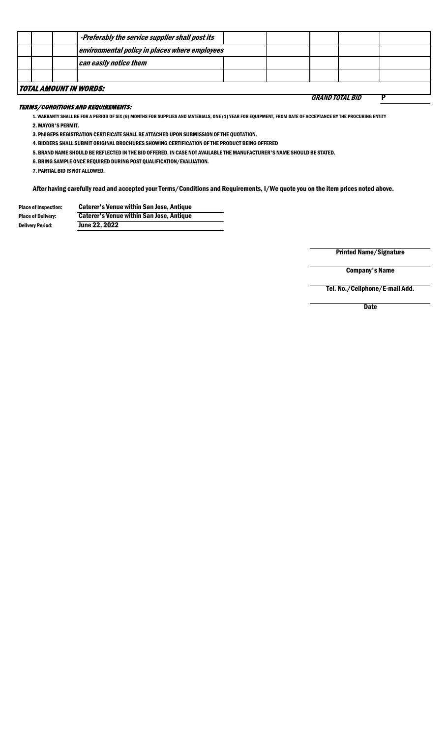| | | | | | | | | |
|---|---|---|---|---|---|---|---|---|
| | | | *-Preferably the service supplier shall post its* | | | | | |
| | | | *environmental policy in places where employees* | | | | | |
| | | | *can easily notice them* | | | | | |
| | | | | | | | | |

***TOTAL AMOUNT IN WORDS:***

***GRAND TOTAL BID*** **P**

***TERMS/CONDITIONS AND REQUIREMENTS:***

1. WARRANTY SHALL BE FOR A PERIOD OF SIX (6) MONTHS FOR SUPPLIES AND MATERIALS, ONE (1) YEAR FOR EQUIPMENT, FROM DATE OF ACCEPTANCE BY THE PROCURING ENTITY
2. MAYOR'S PERMIT.
3. PhilGEPS REGISTRATION CERTIFICATE SHALL BE ATTACHED UPON SUBMISSION OF THE QUOTATION.
4. BIDDERS SHALL SUBMIT ORIGINAL BROCHURES SHOWING CERTIFICATION OF THE PRODUCT BEING OFFERED
5. BRAND NAME SHOULD BE REFLECTED IN THE BID OFFERED, IN CASE NOT AVAILABLE THE MANUFACTURER'S NAME SHOULD BE STATED.
6. BRING SAMPLE ONCE REQUIRED DURING POST QUALIFICATION/EVALUATION.
7. PARTIAL BID IS NOT ALLOWED.

After having carefully read and accepted your Terms/Conditions and Requirements, I/We quote you on the item prices noted above.

**Place of Inspection:** Caterer's Venue within San Jose, Antique
**Place of Delivery:** Caterer's Venue within San Jose, Antique
**Delivery Period:** June 22, 2022

______________________________
**Printed Name/Signature**

______________________________
**Company's Name**

______________________________
**Tel. No./Cellphone/E-mail Add.**

______________________________
**Date**